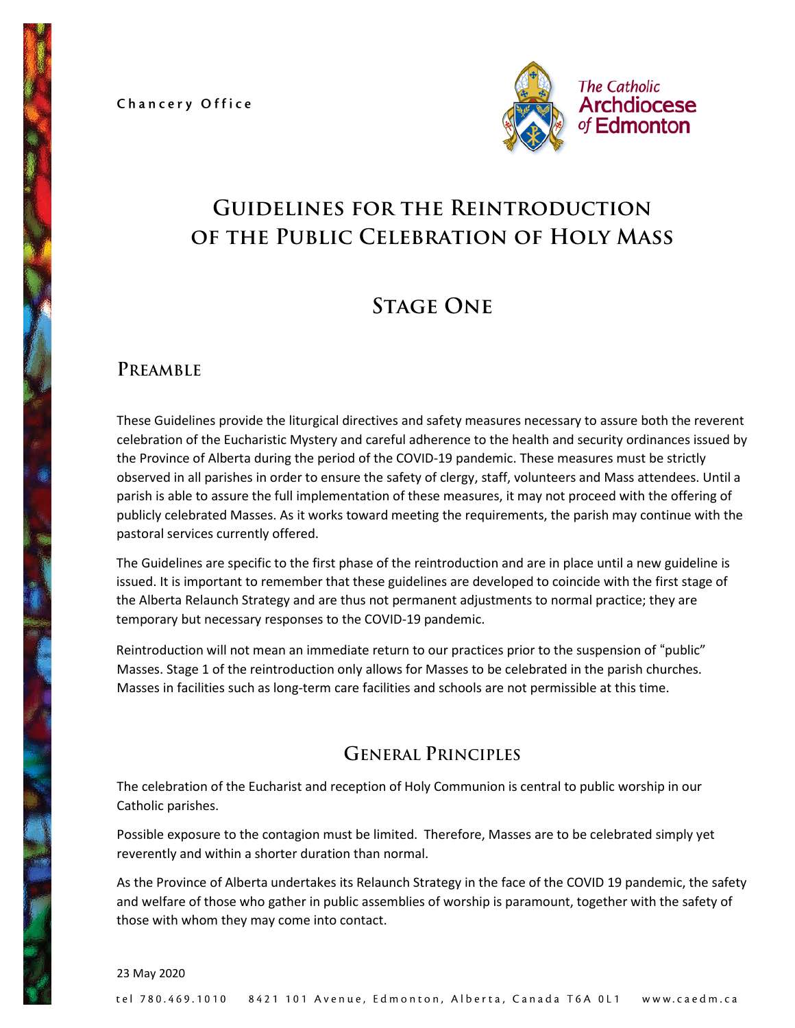Chancery Office

The Catholic Archdiocese of Edmonton

# Guidelines for the Reintroduction of the Public Celebration of Holy Mass

# Stage One

## Preamble

These Guidelines provide the liturgical directives and safety measures necessary to assure both the reverent celebration of the Eucharistic Mystery and careful adherence to the health and security ordinances issued by the Province of Alberta during the period of the COVID-19 pandemic. These measures must be strictly observed in all parishes in order to ensure the safety of clergy, staff, volunteers and Mass attendees. Until a parish is able to assure the full implementation of these measures, it may not proceed with the offering of publicly celebrated Masses. As it works toward meeting the requirements, the parish may continue with the pastoral services currently offered.

The Guidelines are specific to the first phase of the reintroduction and are in place until a new guideline is issued. It is important to remember that these guidelines are developed to coincide with the first stage of the Alberta Relaunch Strategy and are thus not permanent adjustments to normal practice; they are temporary but necessary responses to the COVID-19 pandemic.

Reintroduction will not mean an immediate return to our practices prior to the suspension of "public" Masses. Stage 1 of the reintroduction only allows for Masses to be celebrated in the parish churches. Masses in facilities such as long-term care facilities and schools are not permissible at this time.

## General Principles

The celebration of the Eucharist and reception of Holy Communion is central to public worship in our Catholic parishes.

Possible exposure to the contagion must be limited. Therefore, Masses are to be celebrated simply yet reverently and within a shorter duration than normal.

As the Province of Alberta undertakes its Relaunch Strategy in the face of the COVID 19 pandemic, the safety and welfare of those who gather in public assemblies of worship is paramount, together with the safety of those with whom they may come into contact.

23 May 2020

tel 780.469.1010 8421 101 Avenue, Edmonton, Alberta, Canada T6A 0L1 www.caedm.ca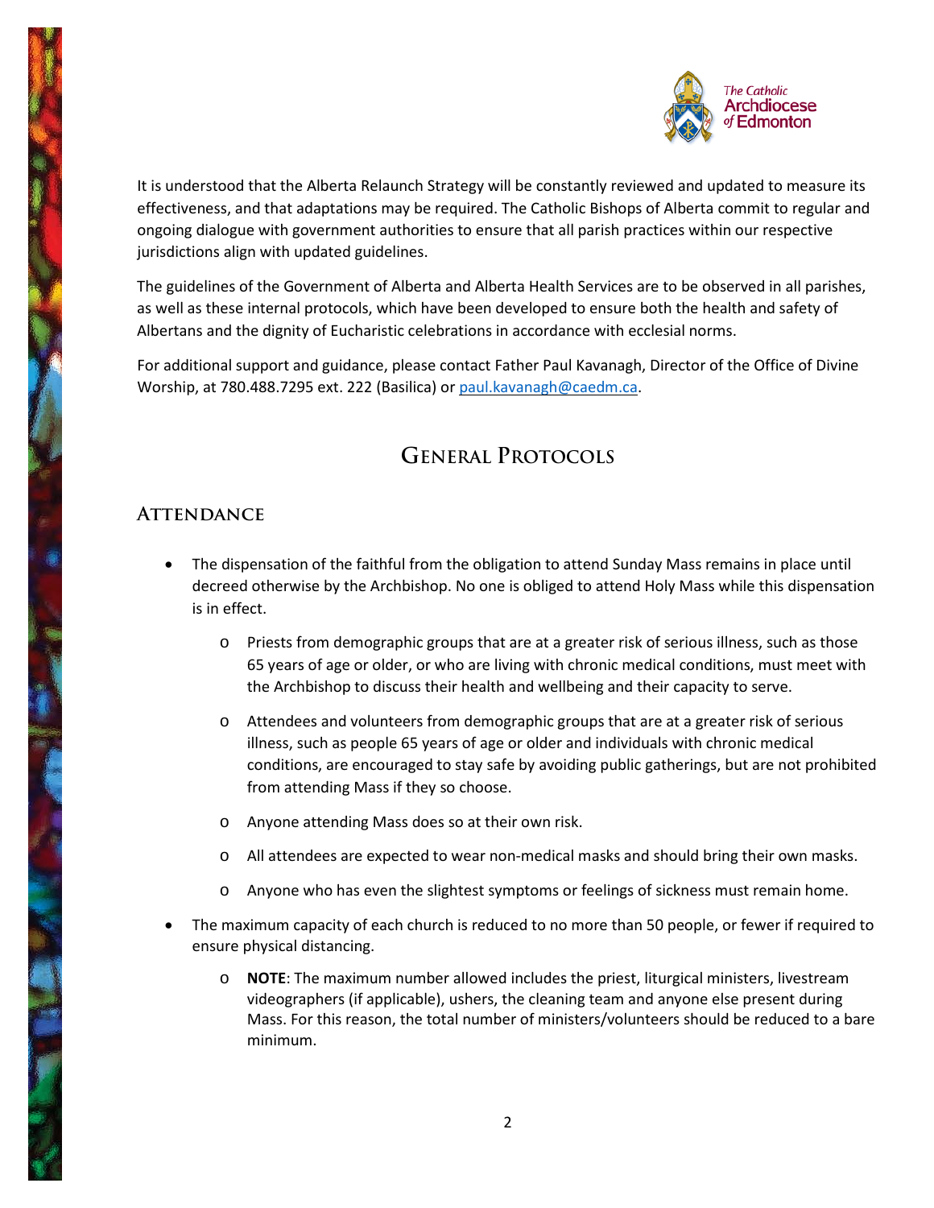It is understood that the Alberta Relaunch Strategy will be constantly reviewed and updated to measure its effectiveness, and that adaptations may be required. The Catholic Bishops of Alberta commit to regular and ongoing dialogue with government authorities to ensure that all parish practices within our respective jurisdictions align with updated guidelines.

The guidelines of the Government of Alberta and Alberta Health Services are to be observed in all parishes, as well as these internal protocols, which have been developed to ensure both the health and safety of Albertans and the dignity of Eucharistic celebrations in accordance with ecclesial norms.

For additional support and guidance, please contact Father Paul Kavanagh, Director of the Office of Divine Worship, at 780.488.7295 ext. 222 (Basilica) or paul.kavanagh@caedm.ca.

## General Protocols

### Attendance

- The dispensation of the faithful from the obligation to attend Sunday Mass remains in place until decreed otherwise by the Archbishop. No one is obliged to attend Holy Mass while this dispensation is in effect.
    - Priests from demographic groups that are at a greater risk of serious illness, such as those 65 years of age or older, or who are living with chronic medical conditions, must meet with the Archbishop to discuss their health and wellbeing and their capacity to serve.
    - Attendees and volunteers from demographic groups that are at a greater risk of serious illness, such as people 65 years of age or older and individuals with chronic medical conditions, are encouraged to stay safe by avoiding public gatherings, but are not prohibited from attending Mass if they so choose.
    - Anyone attending Mass does so at their own risk.
    - All attendees are expected to wear non-medical masks and should bring their own masks.
    - Anyone who has even the slightest symptoms or feelings of sickness must remain home.
- The maximum capacity of each church is reduced to no more than 50 people, or fewer if required to ensure physical distancing.
    - **NOTE**: The maximum number allowed includes the priest, liturgical ministers, livestream videographers (if applicable), ushers, the cleaning team and anyone else present during Mass. For this reason, the total number of ministers/volunteers should be reduced to a bare minimum.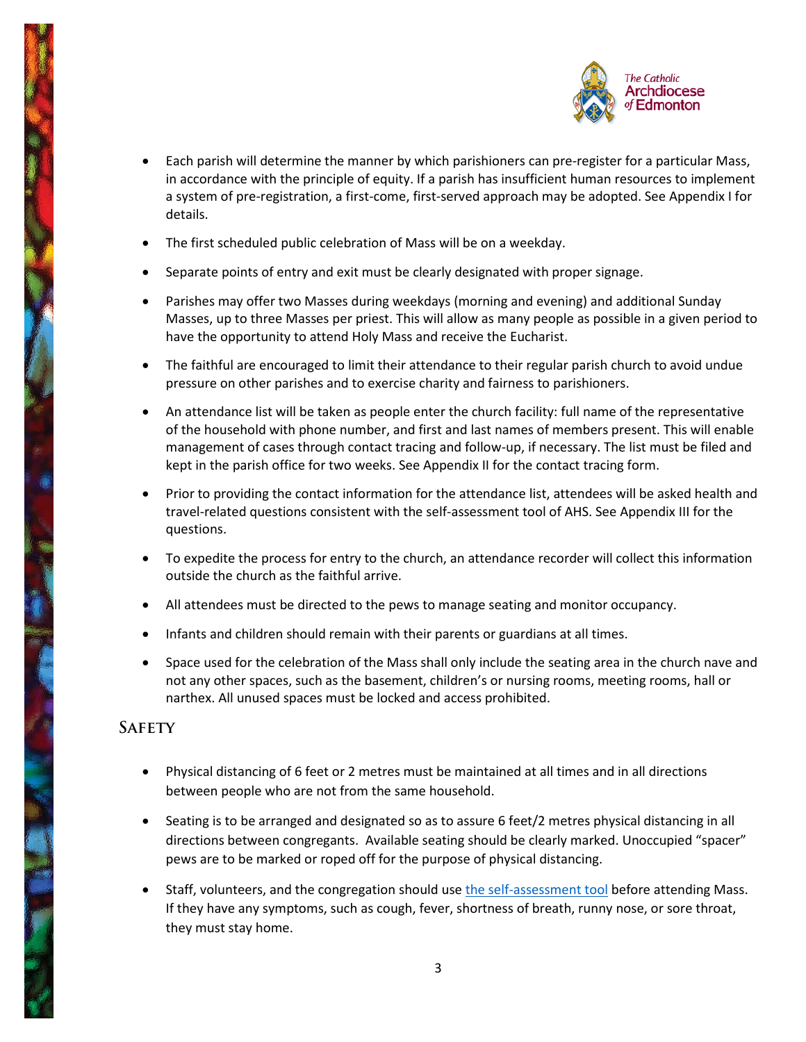- Each parish will determine the manner by which parishioners can pre-register for a particular Mass, in accordance with the principle of equity. If a parish has insufficient human resources to implement a system of pre-registration, a first-come, first-served approach may be adopted. See Appendix I for details.
- The first scheduled public celebration of Mass will be on a weekday.
- Separate points of entry and exit must be clearly designated with proper signage.
- Parishes may offer two Masses during weekdays (morning and evening) and additional Sunday Masses, up to three Masses per priest. This will allow as many people as possible in a given period to have the opportunity to attend Holy Mass and receive the Eucharist.
- The faithful are encouraged to limit their attendance to their regular parish church to avoid undue pressure on other parishes and to exercise charity and fairness to parishioners.
- An attendance list will be taken as people enter the church facility: full name of the representative of the household with phone number, and first and last names of members present. This will enable management of cases through contact tracing and follow-up, if necessary. The list must be filed and kept in the parish office for two weeks. See Appendix II for the contact tracing form.
- Prior to providing the contact information for the attendance list, attendees will be asked health and travel-related questions consistent with the self-assessment tool of AHS. See Appendix III for the questions.
- To expedite the process for entry to the church, an attendance recorder will collect this information outside the church as the faithful arrive.
- All attendees must be directed to the pews to manage seating and monitor occupancy.
- Infants and children should remain with their parents or guardians at all times.
- Space used for the celebration of the Mass shall only include the seating area in the church nave and not any other spaces, such as the basement, children's or nursing rooms, meeting rooms, hall or narthex. All unused spaces must be locked and access prohibited.

## Safety

- Physical distancing of 6 feet or 2 metres must be maintained at all times and in all directions between people who are not from the same household.
- Seating is to be arranged and designated so as to assure 6 feet/2 metres physical distancing in all directions between congregants. Available seating should be clearly marked. Unoccupied "spacer" pews are to be marked or roped off for the purpose of physical distancing.
- Staff, volunteers, and the congregation should use the self-assessment tool before attending Mass. If they have any symptoms, such as cough, fever, shortness of breath, runny nose, or sore throat, they must stay home.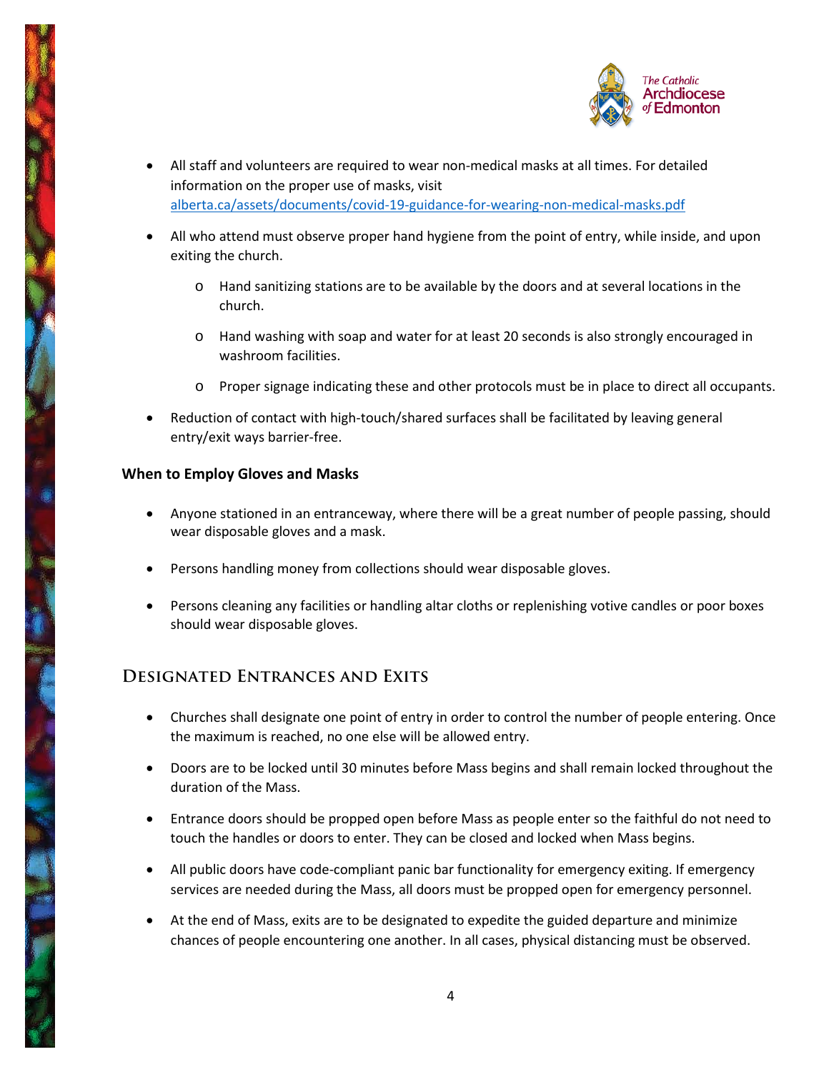- All staff and volunteers are required to wear non-medical masks at all times. For detailed information on the proper use of masks, visit [alberta.ca/assets/documents/covid-19-guidance-for-wearing-non-medical-masks.pdf](alberta.ca/assets/documents/covid-19-guidance-for-wearing-non-medical-masks.pdf)

- All who attend must observe proper hand hygiene from the point of entry, while inside, and upon exiting the church.
  - Hand sanitizing stations are to be available by the doors and at several locations in the church.
  - Hand washing with soap and water for at least 20 seconds is also strongly encouraged in washroom facilities.
  - Proper signage indicating these and other protocols must be in place to direct all occupants.

- Reduction of contact with high-touch/shared surfaces shall be facilitated by leaving general entry/exit ways barrier-free.

**When to Employ Gloves and Masks**

- Anyone stationed in an entranceway, where there will be a great number of people passing, should wear disposable gloves and a mask.

- Persons handling money from collections should wear disposable gloves.

- Persons cleaning any facilities or handling altar cloths or replenishing votive candles or poor boxes should wear disposable gloves.

## Designated Entrances and Exits

- Churches shall designate one point of entry in order to control the number of people entering. Once the maximum is reached, no one else will be allowed entry.

- Doors are to be locked until 30 minutes before Mass begins and shall remain locked throughout the duration of the Mass.

- Entrance doors should be propped open before Mass as people enter so the faithful do not need to touch the handles or doors to enter. They can be closed and locked when Mass begins.

- All public doors have code-compliant panic bar functionality for emergency exiting. If emergency services are needed during the Mass, all doors must be propped open for emergency personnel.

- At the end of Mass, exits are to be designated to expedite the guided departure and minimize chances of people encountering one another. In all cases, physical distancing must be observed.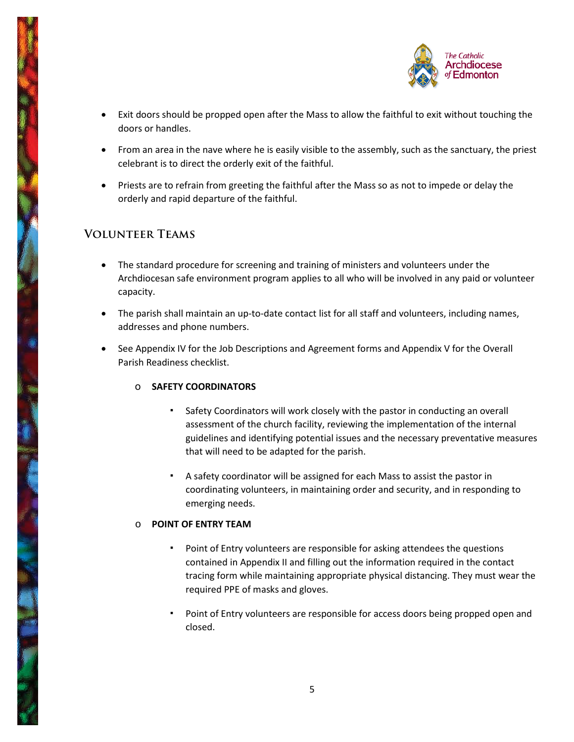- Exit doors should be propped open after the Mass to allow the faithful to exit without touching the doors or handles.
- From an area in the nave where he is easily visible to the assembly, such as the sanctuary, the priest celebrant is to direct the orderly exit of the faithful.
- Priests are to refrain from greeting the faithful after the Mass so as not to impede or delay the orderly and rapid departure of the faithful.

## Volunteer Teams

- The standard procedure for screening and training of ministers and volunteers under the Archdiocesan safe environment program applies to all who will be involved in any paid or volunteer capacity.
- The parish shall maintain an up-to-date contact list for all staff and volunteers, including names, addresses and phone numbers.
- See Appendix IV for the Job Descriptions and Agreement forms and Appendix V for the Overall Parish Readiness checklist.
  - **SAFETY COORDINATORS**
    - Safety Coordinators will work closely with the pastor in conducting an overall assessment of the church facility, reviewing the implementation of the internal guidelines and identifying potential issues and the necessary preventative measures that will need to be adapted for the parish.
    - A safety coordinator will be assigned for each Mass to assist the pastor in coordinating volunteers, in maintaining order and security, and in responding to emerging needs.
  - **POINT OF ENTRY TEAM**
    - Point of Entry volunteers are responsible for asking attendees the questions contained in Appendix II and filling out the information required in the contact tracing form while maintaining appropriate physical distancing. They must wear the required PPE of masks and gloves.
    - Point of Entry volunteers are responsible for access doors being propped open and closed.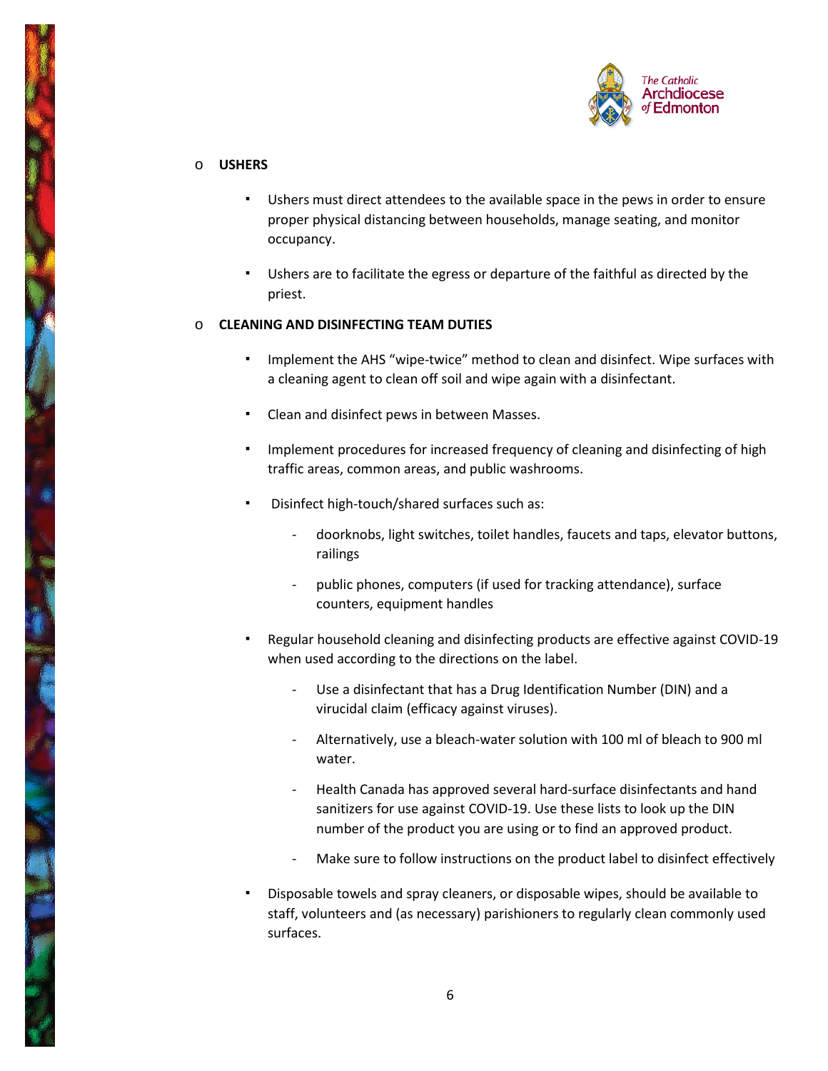- **USHERS**

  - Ushers must direct attendees to the available space in the pews in order to ensure proper physical distancing between households, manage seating, and monitor occupancy.

  - Ushers are to facilitate the egress or departure of the faithful as directed by the priest.

- **CLEANING AND DISINFECTING TEAM DUTIES**

  - Implement the AHS "wipe-twice" method to clean and disinfect. Wipe surfaces with a cleaning agent to clean off soil and wipe again with a disinfectant.

  - Clean and disinfect pews in between Masses.

  - Implement procedures for increased frequency of cleaning and disinfecting of high traffic areas, common areas, and public washrooms.

  - Disinfect high-touch/shared surfaces such as:

    - doorknobs, light switches, toilet handles, faucets and taps, elevator buttons, railings

    - public phones, computers (if used for tracking attendance), surface counters, equipment handles

  - Regular household cleaning and disinfecting products are effective against COVID-19 when used according to the directions on the label.

    - Use a disinfectant that has a Drug Identification Number (DIN) and a virucidal claim (efficacy against viruses).

    - Alternatively, use a bleach-water solution with 100 ml of bleach to 900 ml water.

    - Health Canada has approved several hard-surface disinfectants and hand sanitizers for use against COVID-19. Use these lists to look up the DIN number of the product you are using or to find an approved product.

    - Make sure to follow instructions on the product label to disinfect effectively

  - Disposable towels and spray cleaners, or disposable wipes, should be available to staff, volunteers and (as necessary) parishioners to regularly clean commonly used surfaces.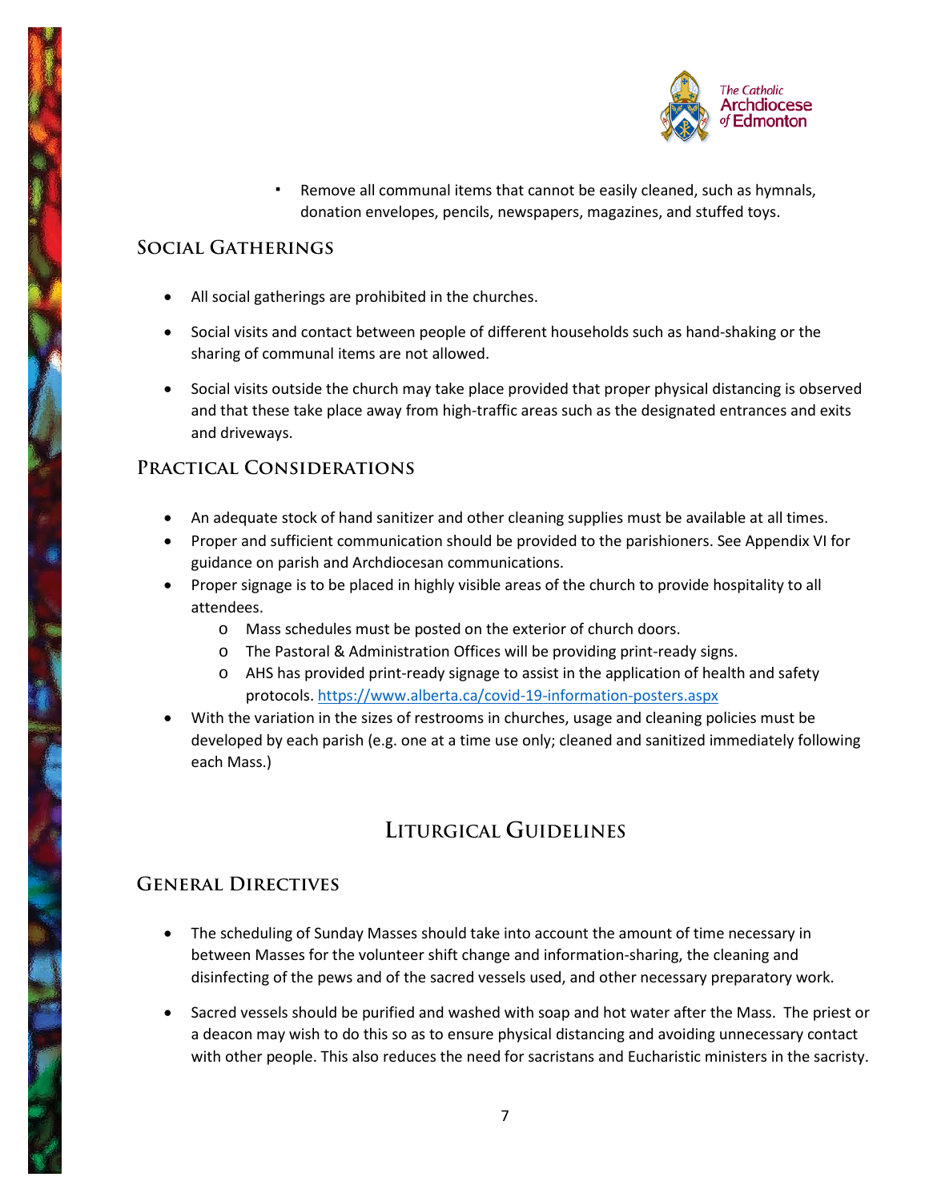- Remove all communal items that cannot be easily cleaned, such as hymnals, donation envelopes, pencils, newspapers, magazines, and stuffed toys.

## Social Gatherings

- All social gatherings are prohibited in the churches.
- Social visits and contact between people of different households such as hand-shaking or the sharing of communal items are not allowed.
- Social visits outside the church may take place provided that proper physical distancing is observed and that these take place away from high-traffic areas such as the designated entrances and exits and driveways.

## Practical Considerations

- An adequate stock of hand sanitizer and other cleaning supplies must be available at all times.
- Proper and sufficient communication should be provided to the parishioners. See Appendix VI for guidance on parish and Archdiocesan communications.
- Proper signage is to be placed in highly visible areas of the church to provide hospitality to all attendees.
    - Mass schedules must be posted on the exterior of church doors.
    - The Pastoral & Administration Offices will be providing print-ready signs.
    - AHS has provided print-ready signage to assist in the application of health and safety protocols. https://www.alberta.ca/covid-19-information-posters.aspx
- With the variation in the sizes of restrooms in churches, usage and cleaning policies must be developed by each parish (e.g. one at a time use only; cleaned and sanitized immediately following each Mass.)

# Liturgical Guidelines

## General Directives

- The scheduling of Sunday Masses should take into account the amount of time necessary in between Masses for the volunteer shift change and information-sharing, the cleaning and disinfecting of the pews and of the sacred vessels used, and other necessary preparatory work.
- Sacred vessels should be purified and washed with soap and hot water after the Mass. The priest or a deacon may wish to do this so as to ensure physical distancing and avoiding unnecessary contact with other people. This also reduces the need for sacristans and Eucharistic ministers in the sacristy.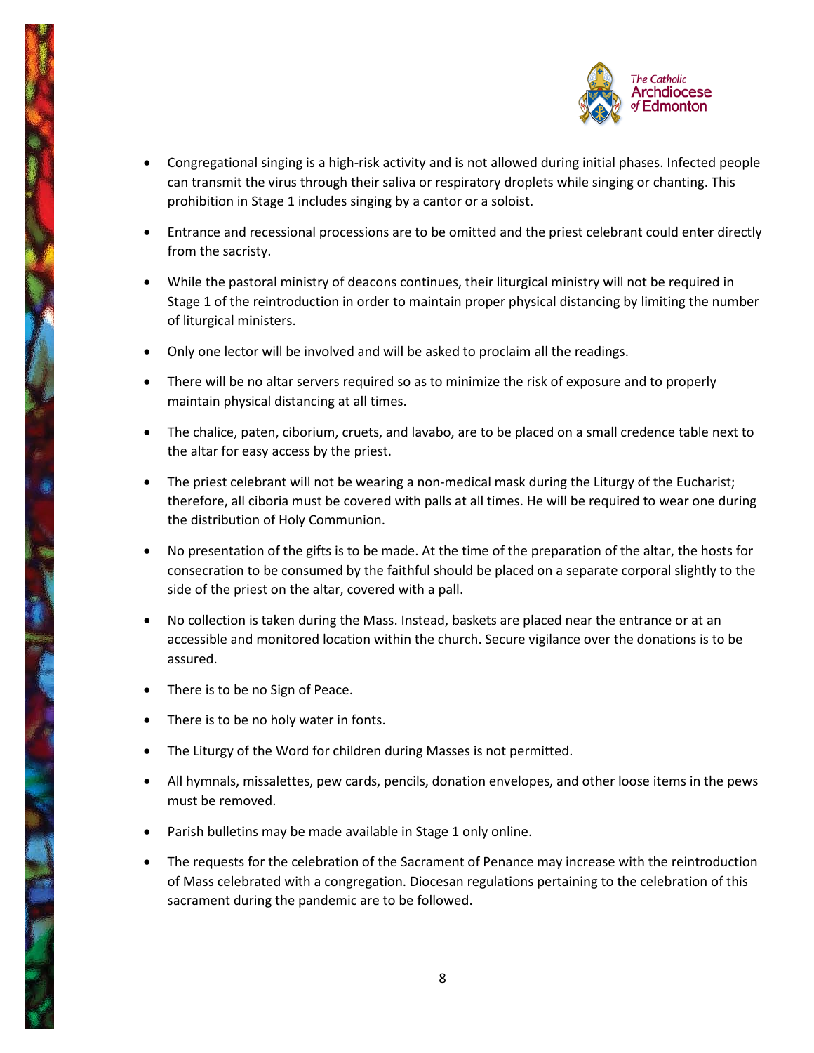- Congregational singing is a high-risk activity and is not allowed during initial phases. Infected people can transmit the virus through their saliva or respiratory droplets while singing or chanting. This prohibition in Stage 1 includes singing by a cantor or a soloist.
- Entrance and recessional processions are to be omitted and the priest celebrant could enter directly from the sacristy.
- While the pastoral ministry of deacons continues, their liturgical ministry will not be required in Stage 1 of the reintroduction in order to maintain proper physical distancing by limiting the number of liturgical ministers.
- Only one lector will be involved and will be asked to proclaim all the readings.
- There will be no altar servers required so as to minimize the risk of exposure and to properly maintain physical distancing at all times.
- The chalice, paten, ciborium, cruets, and lavabo, are to be placed on a small credence table next to the altar for easy access by the priest.
- The priest celebrant will not be wearing a non-medical mask during the Liturgy of the Eucharist; therefore, all ciboria must be covered with palls at all times. He will be required to wear one during the distribution of Holy Communion.
- No presentation of the gifts is to be made. At the time of the preparation of the altar, the hosts for consecration to be consumed by the faithful should be placed on a separate corporal slightly to the side of the priest on the altar, covered with a pall.
- No collection is taken during the Mass. Instead, baskets are placed near the entrance or at an accessible and monitored location within the church. Secure vigilance over the donations is to be assured.
- There is to be no Sign of Peace.
- There is to be no holy water in fonts.
- The Liturgy of the Word for children during Masses is not permitted.
- All hymnals, missalettes, pew cards, pencils, donation envelopes, and other loose items in the pews must be removed.
- Parish bulletins may be made available in Stage 1 only online.
- The requests for the celebration of the Sacrament of Penance may increase with the reintroduction of Mass celebrated with a congregation. Diocesan regulations pertaining to the celebration of this sacrament during the pandemic are to be followed.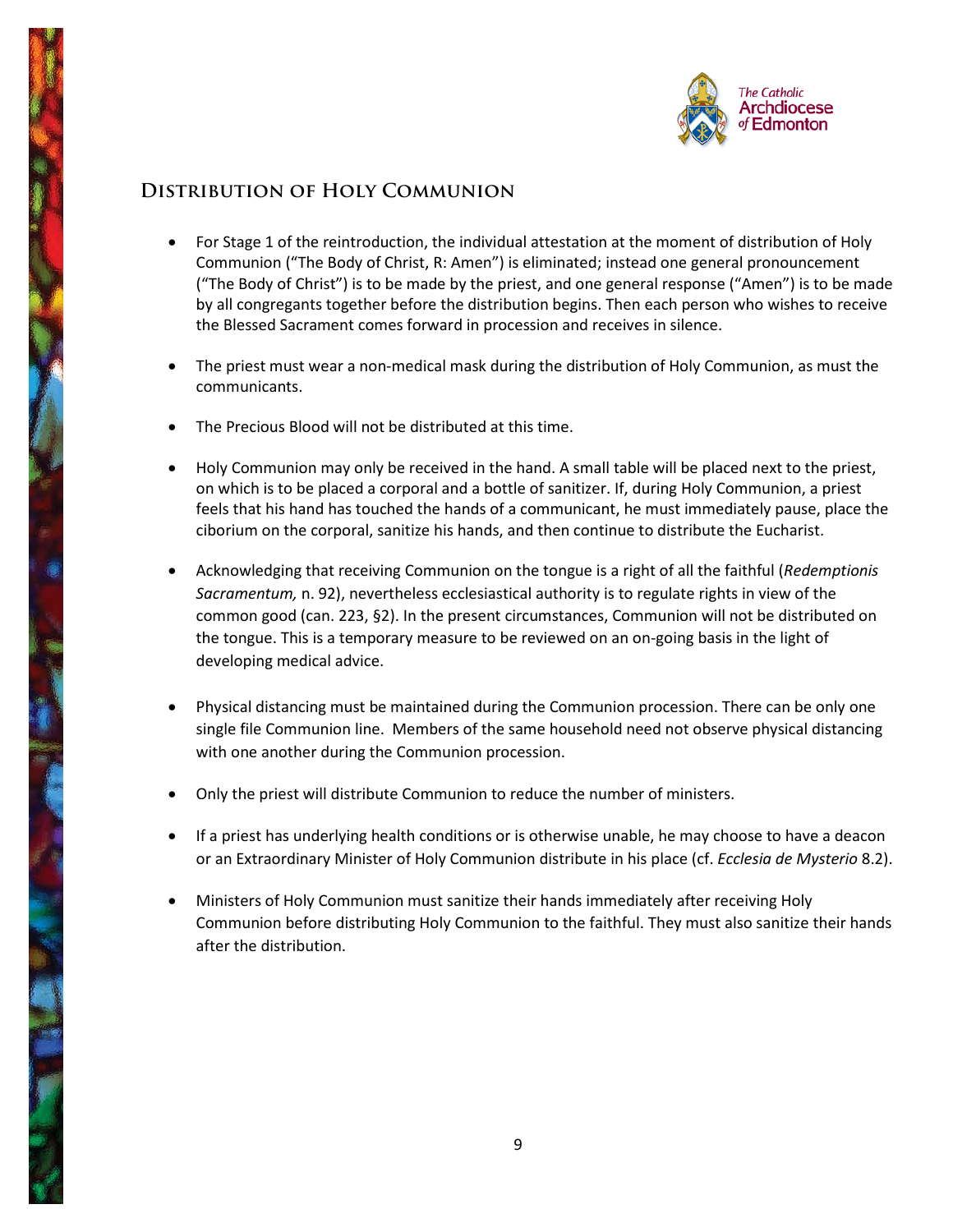## Distribution of Holy Communion

- For Stage 1 of the reintroduction, the individual attestation at the moment of distribution of Holy Communion ("The Body of Christ, R: Amen") is eliminated; instead one general pronouncement ("The Body of Christ") is to be made by the priest, and one general response ("Amen") is to be made by all congregants together before the distribution begins. Then each person who wishes to receive the Blessed Sacrament comes forward in procession and receives in silence.

- The priest must wear a non-medical mask during the distribution of Holy Communion, as must the communicants.

- The Precious Blood will not be distributed at this time.

- Holy Communion may only be received in the hand. A small table will be placed next to the priest, on which is to be placed a corporal and a bottle of sanitizer. If, during Holy Communion, a priest feels that his hand has touched the hands of a communicant, he must immediately pause, place the ciborium on the corporal, sanitize his hands, and then continue to distribute the Eucharist.

- Acknowledging that receiving Communion on the tongue is a right of all the faithful (*Redemptionis Sacramentum,* n. 92), nevertheless ecclesiastical authority is to regulate rights in view of the common good (can. 223, §2). In the present circumstances, Communion will not be distributed on the tongue. This is a temporary measure to be reviewed on an on-going basis in the light of developing medical advice.

- Physical distancing must be maintained during the Communion procession. There can be only one single file Communion line. Members of the same household need not observe physical distancing with one another during the Communion procession.

- Only the priest will distribute Communion to reduce the number of ministers.

- If a priest has underlying health conditions or is otherwise unable, he may choose to have a deacon or an Extraordinary Minister of Holy Communion distribute in his place (cf. *Ecclesia de Mysterio* 8.2).

- Ministers of Holy Communion must sanitize their hands immediately after receiving Holy Communion before distributing Holy Communion to the faithful. They must also sanitize their hands after the distribution.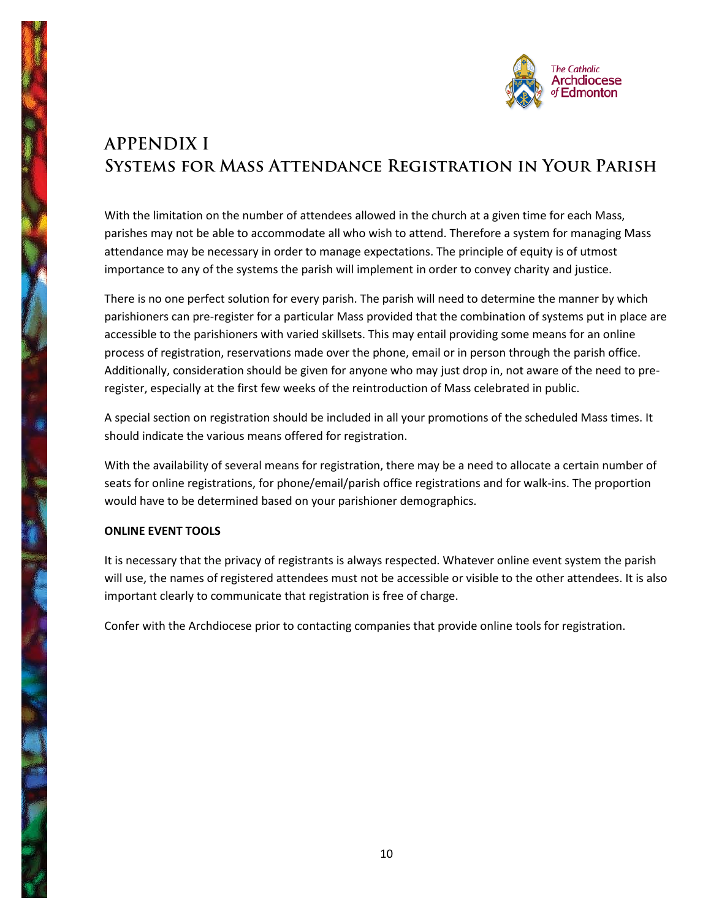# APPENDIX I
## Systems for Mass Attendance Registration in Your Parish

With the limitation on the number of attendees allowed in the church at a given time for each Mass, parishes may not be able to accommodate all who wish to attend. Therefore a system for managing Mass attendance may be necessary in order to manage expectations. The principle of equity is of utmost importance to any of the systems the parish will implement in order to convey charity and justice.

There is no one perfect solution for every parish. The parish will need to determine the manner by which parishioners can pre-register for a particular Mass provided that the combination of systems put in place are accessible to the parishioners with varied skillsets. This may entail providing some means for an online process of registration, reservations made over the phone, email or in person through the parish office. Additionally, consideration should be given for anyone who may just drop in, not aware of the need to pre-register, especially at the first few weeks of the reintroduction of Mass celebrated in public.

A special section on registration should be included in all your promotions of the scheduled Mass times. It should indicate the various means offered for registration.

With the availability of several means for registration, there may be a need to allocate a certain number of seats for online registrations, for phone/email/parish office registrations and for walk-ins. The proportion would have to be determined based on your parishioner demographics.

**ONLINE EVENT TOOLS**

It is necessary that the privacy of registrants is always respected. Whatever online event system the parish will use, the names of registered attendees must not be accessible or visible to the other attendees. It is also important clearly to communicate that registration is free of charge.

Confer with the Archdiocese prior to contacting companies that provide online tools for registration.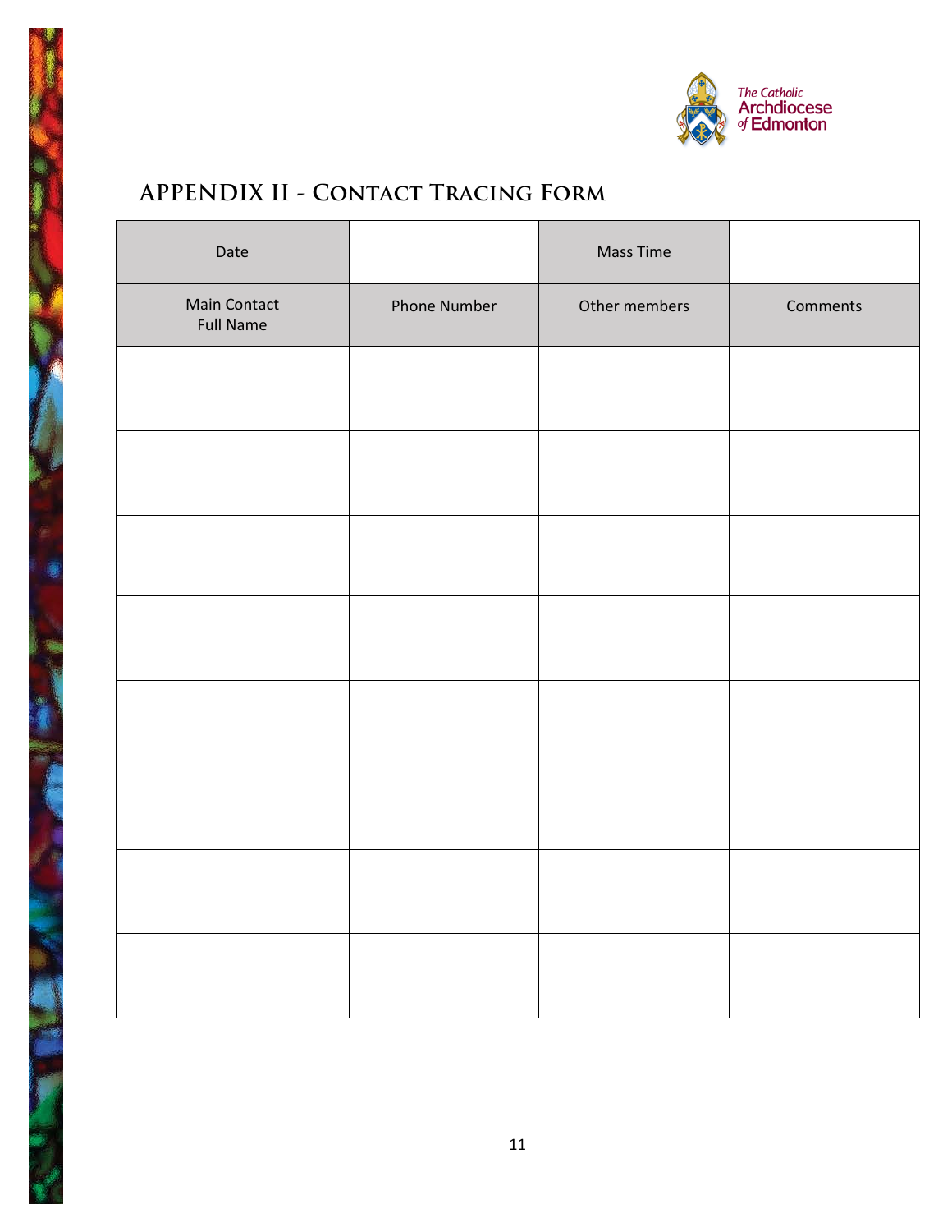## APPENDIX II - Contact Tracing Form

| Date | | Mass Time | |
|---|---|---|---|
| Main Contact Full Name | Phone Number | Other members | Comments |
| | | | |
| | | | |
| | | | |
| | | | |
| | | | |
| | | | |
| | | | |
| | | | |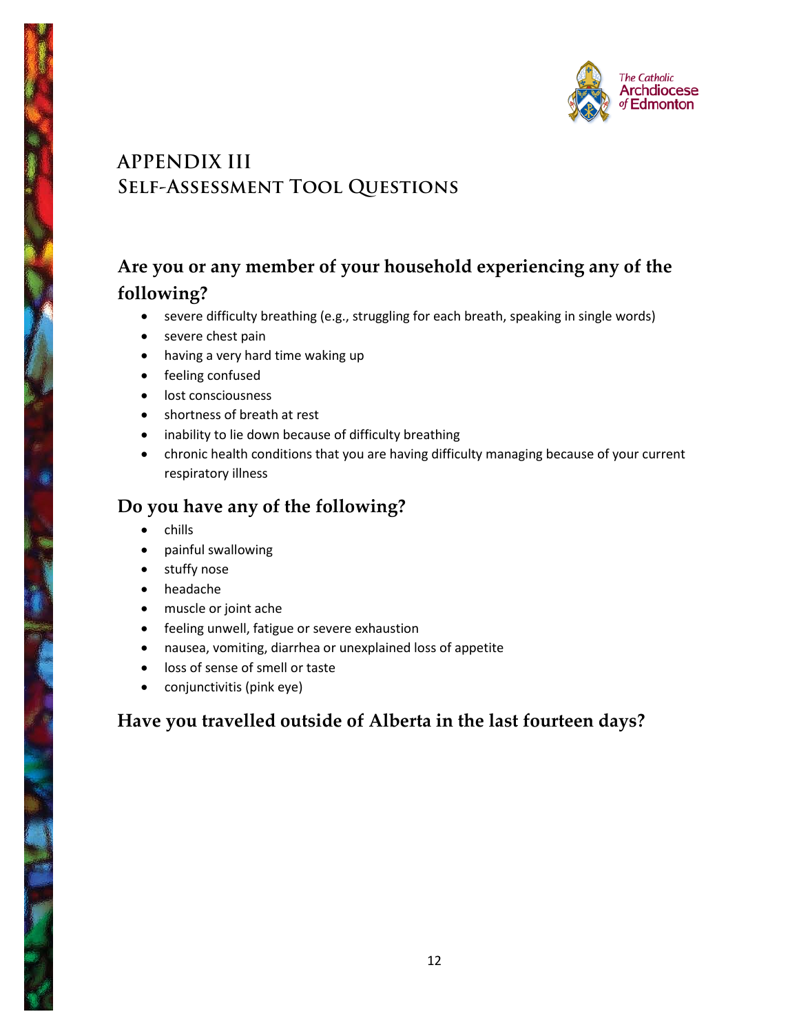# APPENDIX III
## Self-Assessment Tool Questions

### Are you or any member of your household experiencing any of the following?

- severe difficulty breathing (e.g., struggling for each breath, speaking in single words)
- severe chest pain
- having a very hard time waking up
- feeling confused
- lost consciousness
- shortness of breath at rest
- inability to lie down because of difficulty breathing
- chronic health conditions that you are having difficulty managing because of your current respiratory illness

### Do you have any of the following?

- chills
- painful swallowing
- stuffy nose
- headache
- muscle or joint ache
- feeling unwell, fatigue or severe exhaustion
- nausea, vomiting, diarrhea or unexplained loss of appetite
- loss of sense of smell or taste
- conjunctivitis (pink eye)

### Have you travelled outside of Alberta in the last fourteen days?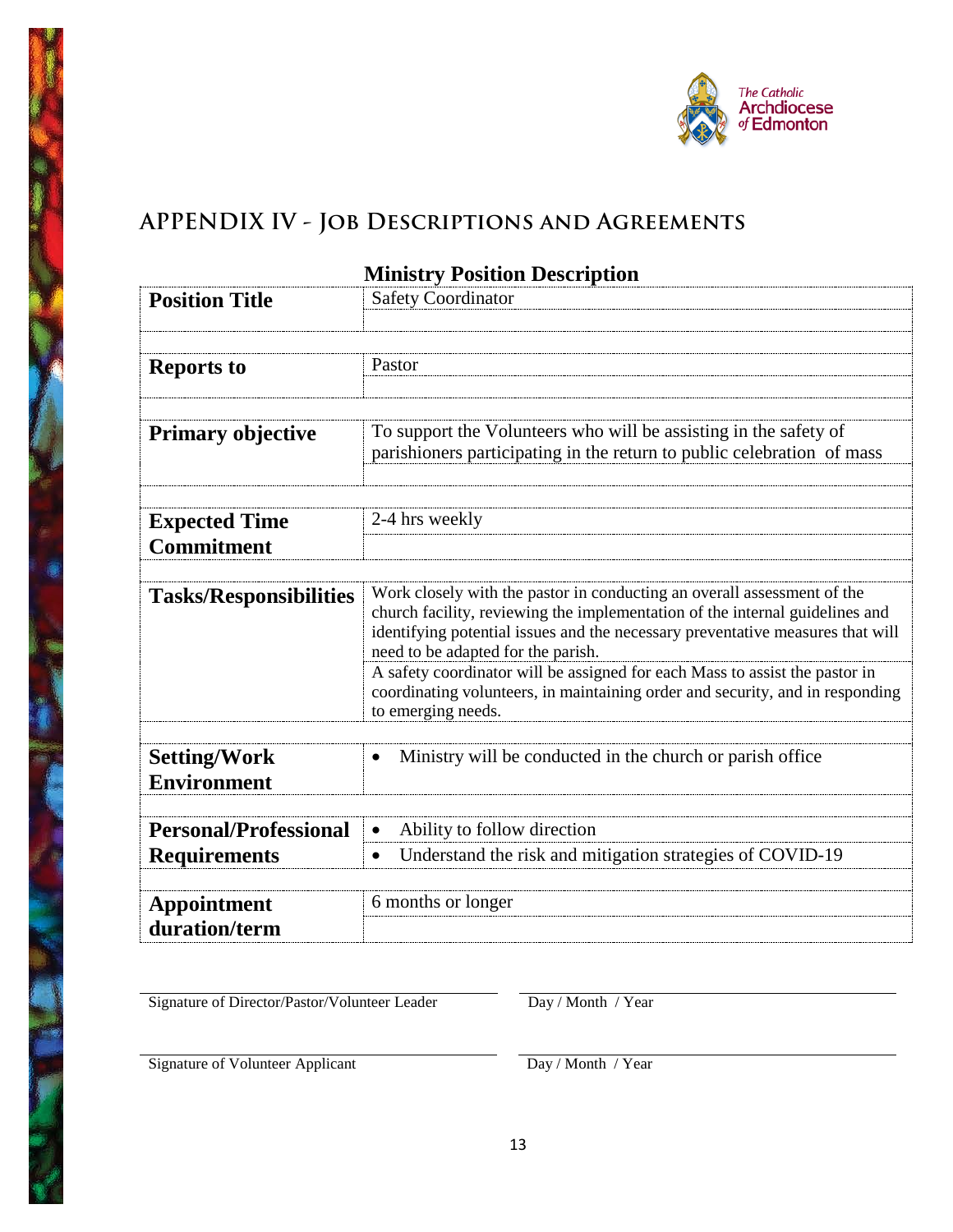## APPENDIX IV - Job Descriptions and Agreements

**Ministry Position Description**

| | |
|---|---|
| **Position Title** | Safety Coordinator |
| **Reports to** | Pastor |
| **Primary objective** | To support the Volunteers who will be assisting in the safety of parishioners participating in the return to public celebration of mass |
| **Expected Time Commitment** | 2-4 hrs weekly |
| **Tasks/Responsibilities** | Work closely with the pastor in conducting an overall assessment of the church facility, reviewing the implementation of the internal guidelines and identifying potential issues and the necessary preventative measures that will need to be adapted for the parish.<br>A safety coordinator will be assigned for each Mass to assist the pastor in coordinating volunteers, in maintaining order and security, and in responding to emerging needs. |
| **Setting/Work Environment** | • Ministry will be conducted in the church or parish office |
| **Personal/Professional Requirements** | • Ability to follow direction<br>• Understand the risk and mitigation strategies of COVID-19 |
| **Appointment duration/term** | 6 months or longer |

Signature of Director/Pastor/Volunteer Leader ____________________ Day / Month / Year ____________________

Signature of Volunteer Applicant ____________________ Day / Month / Year ____________________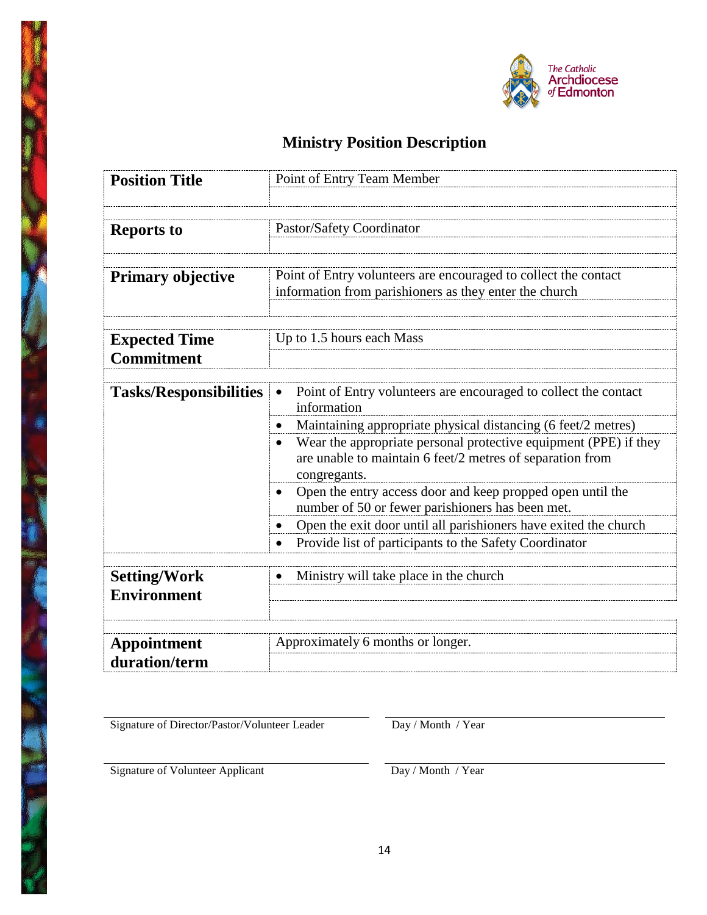The Catholic Archdiocese of Edmonton

# Ministry Position Description

| | |
|---|---|
| **Position Title** | Point of Entry Team Member |
| **Reports to** | Pastor/Safety Coordinator |
| **Primary objective** | Point of Entry volunteers are encouraged to collect the contact information from parishioners as they enter the church |
| **Expected Time Commitment** | Up to 1.5 hours each Mass |
| **Tasks/Responsibilities** | • Point of Entry volunteers are encouraged to collect the contact information<br>• Maintaining appropriate physical distancing (6 feet/2 metres)<br>• Wear the appropriate personal protective equipment (PPE) if they are unable to maintain 6 feet/2 metres of separation from congregants.<br>• Open the entry access door and keep propped open until the number of 50 or fewer parishioners has been met.<br>• Open the exit door until all parishioners have exited the church<br>• Provide list of participants to the Safety Coordinator |
| **Setting/Work Environment** | • Ministry will take place in the church |
| **Appointment duration/term** | Approximately 6 months or longer. |

Signature of Director/Pastor/Volunteer Leader ____________________ Day / Month / Year ____________________

Signature of Volunteer Applicant ____________________ Day / Month / Year ____________________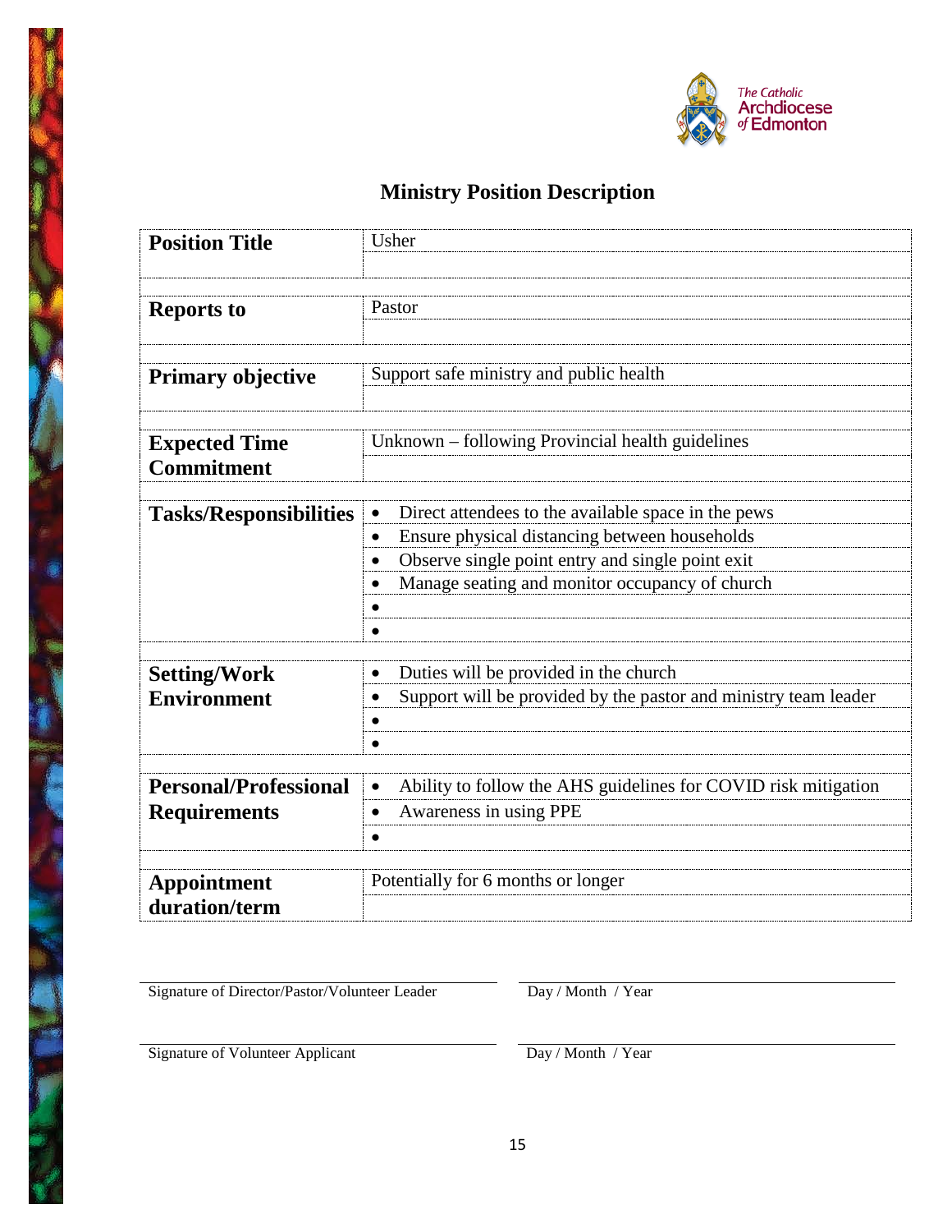The Catholic Archdiocese of Edmonton

# Ministry Position Description

| **Position Title** | Usher |
|---|---|
| **Reports to** | Pastor |
| **Primary objective** | Support safe ministry and public health |
| **Expected Time Commitment** | Unknown – following Provincial health guidelines |
| **Tasks/Responsibilities** | • Direct attendees to the available space in the pews<br>• Ensure physical distancing between households<br>• Observe single point entry and single point exit<br>• Manage seating and monitor occupancy of church<br>•<br>• |
| **Setting/Work Environment** | • Duties will be provided in the church<br>• Support will be provided by the pastor and ministry team leader<br>•<br>• |
| **Personal/Professional Requirements** | • Ability to follow the AHS guidelines for COVID risk mitigation<br>• Awareness in using PPE<br>• |
| **Appointment duration/term** | Potentially for 6 months or longer |

Signature of Director/Pastor/Volunteer Leader ____________________ Day / Month / Year ____________________

Signature of Volunteer Applicant ____________________ Day / Month / Year ____________________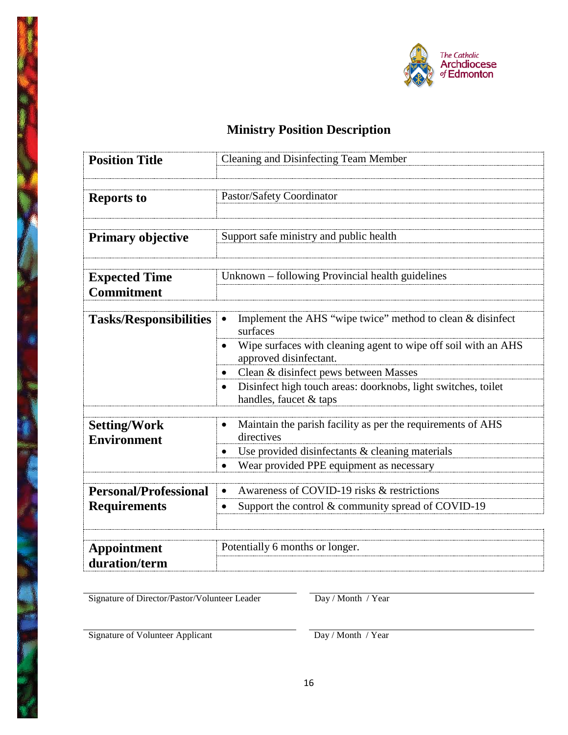The Catholic Archdiocese of Edmonton

# Ministry Position Description

| | |
|---|---|
| **Position Title** | Cleaning and Disinfecting Team Member |
| **Reports to** | Pastor/Safety Coordinator |
| **Primary objective** | Support safe ministry and public health |
| **Expected Time Commitment** | Unknown – following Provincial health guidelines |
| **Tasks/Responsibilities** | • Implement the AHS "wipe twice" method to clean & disinfect surfaces<br>• Wipe surfaces with cleaning agent to wipe off soil with an AHS approved disinfectant.<br>• Clean & disinfect pews between Masses<br>• Disinfect high touch areas: doorknobs, light switches, toilet handles, faucet & taps |
| **Setting/Work Environment** | • Maintain the parish facility as per the requirements of AHS directives<br>• Use provided disinfectants & cleaning materials<br>• Wear provided PPE equipment as necessary |
| **Personal/Professional Requirements** | • Awareness of COVID-19 risks & restrictions<br>• Support the control & community spread of COVID-19 |
| **Appointment duration/term** | Potentially 6 months or longer. |

Signature of Director/Pastor/Volunteer Leader ____________________ Day / Month / Year ____________________

Signature of Volunteer Applicant ____________________ Day / Month / Year ____________________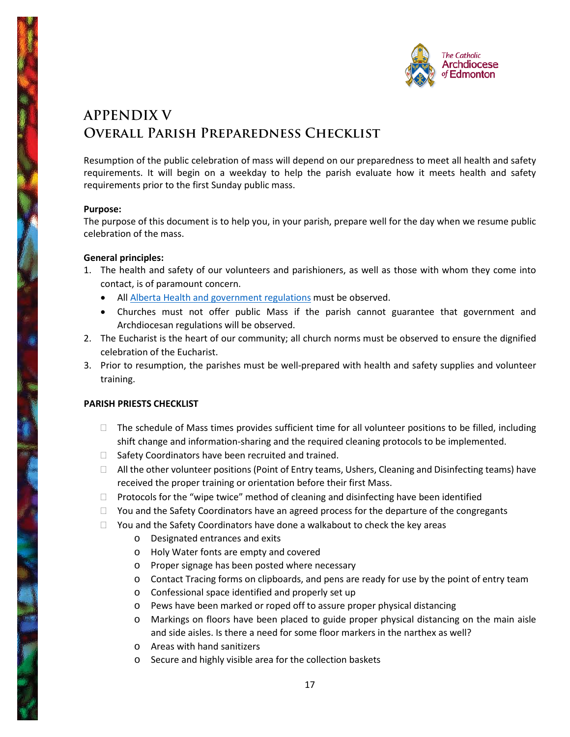# APPENDIX V
## Overall Parish Preparedness Checklist

Resumption of the public celebration of mass will depend on our preparedness to meet all health and safety requirements. It will begin on a weekday to help the parish evaluate how it meets health and safety requirements prior to the first Sunday public mass.

**Purpose:**
The purpose of this document is to help you, in your parish, prepare well for the day when we resume public celebration of the mass.

**General principles:**

1. The health and safety of our volunteers and parishioners, as well as those with whom they come into contact, is of paramount concern.
   - All Alberta Health and government regulations must be observed.
   - Churches must not offer public Mass if the parish cannot guarantee that government and Archdiocesan regulations will be observed.
2. The Eucharist is the heart of our community; all church norms must be observed to ensure the dignified celebration of the Eucharist.
3. Prior to resumption, the parishes must be well-prepared with health and safety supplies and volunteer training.

**PARISH PRIESTS CHECKLIST**

- ☐ The schedule of Mass times provides sufficient time for all volunteer positions to be filled, including shift change and information-sharing and the required cleaning protocols to be implemented.
- ☐ Safety Coordinators have been recruited and trained.
- ☐ All the other volunteer positions (Point of Entry teams, Ushers, Cleaning and Disinfecting teams) have received the proper training or orientation before their first Mass.
- ☐ Protocols for the "wipe twice" method of cleaning and disinfecting have been identified
- ☐ You and the Safety Coordinators have an agreed process for the departure of the congregants
- ☐ You and the Safety Coordinators have done a walkabout to check the key areas
  - Designated entrances and exits
  - Holy Water fonts are empty and covered
  - Proper signage has been posted where necessary
  - Contact Tracing forms on clipboards, and pens are ready for use by the point of entry team
  - Confessional space identified and properly set up
  - Pews have been marked or roped off to assure proper physical distancing
  - Markings on floors have been placed to guide proper physical distancing on the main aisle and side aisles. Is there a need for some floor markers in the narthex as well?
  - Areas with hand sanitizers
  - Secure and highly visible area for the collection baskets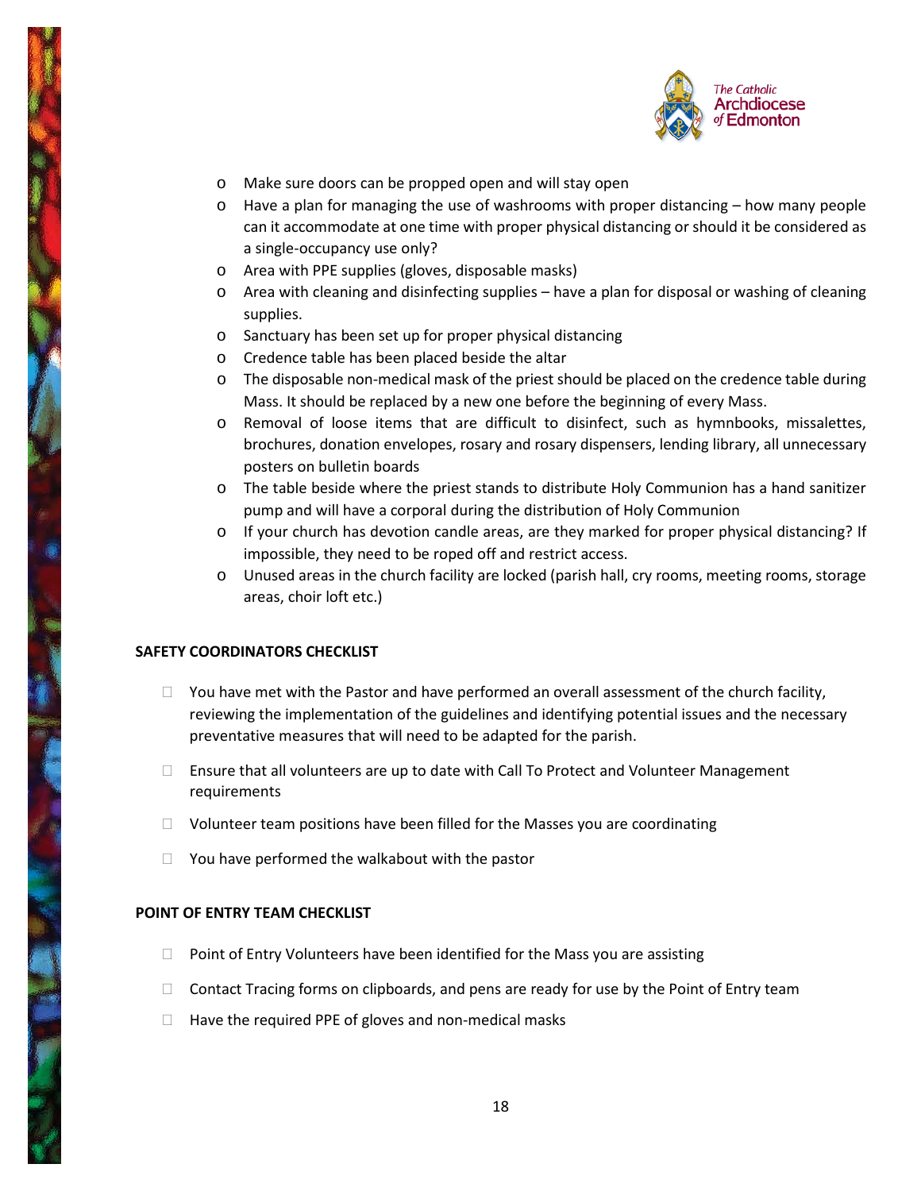- Make sure doors can be propped open and will stay open
- Have a plan for managing the use of washrooms with proper distancing – how many people can it accommodate at one time with proper physical distancing or should it be considered as a single-occupancy use only?
- Area with PPE supplies (gloves, disposable masks)
- Area with cleaning and disinfecting supplies – have a plan for disposal or washing of cleaning supplies.
- Sanctuary has been set up for proper physical distancing
- Credence table has been placed beside the altar
- The disposable non-medical mask of the priest should be placed on the credence table during Mass. It should be replaced by a new one before the beginning of every Mass.
- Removal of loose items that are difficult to disinfect, such as hymnbooks, missalettes, brochures, donation envelopes, rosary and rosary dispensers, lending library, all unnecessary posters on bulletin boards
- The table beside where the priest stands to distribute Holy Communion has a hand sanitizer pump and will have a corporal during the distribution of Holy Communion
- If your church has devotion candle areas, are they marked for proper physical distancing? If impossible, they need to be roped off and restrict access.
- Unused areas in the church facility are locked (parish hall, cry rooms, meeting rooms, storage areas, choir loft etc.)

**SAFETY COORDINATORS CHECKLIST**

- [ ] You have met with the Pastor and have performed an overall assessment of the church facility, reviewing the implementation of the guidelines and identifying potential issues and the necessary preventative measures that will need to be adapted for the parish.
- [ ] Ensure that all volunteers are up to date with Call To Protect and Volunteer Management requirements
- [ ] Volunteer team positions have been filled for the Masses you are coordinating
- [ ] You have performed the walkabout with the pastor

**POINT OF ENTRY TEAM CHECKLIST**

- [ ] Point of Entry Volunteers have been identified for the Mass you are assisting
- [ ] Contact Tracing forms on clipboards, and pens are ready for use by the Point of Entry team
- [ ] Have the required PPE of gloves and non-medical masks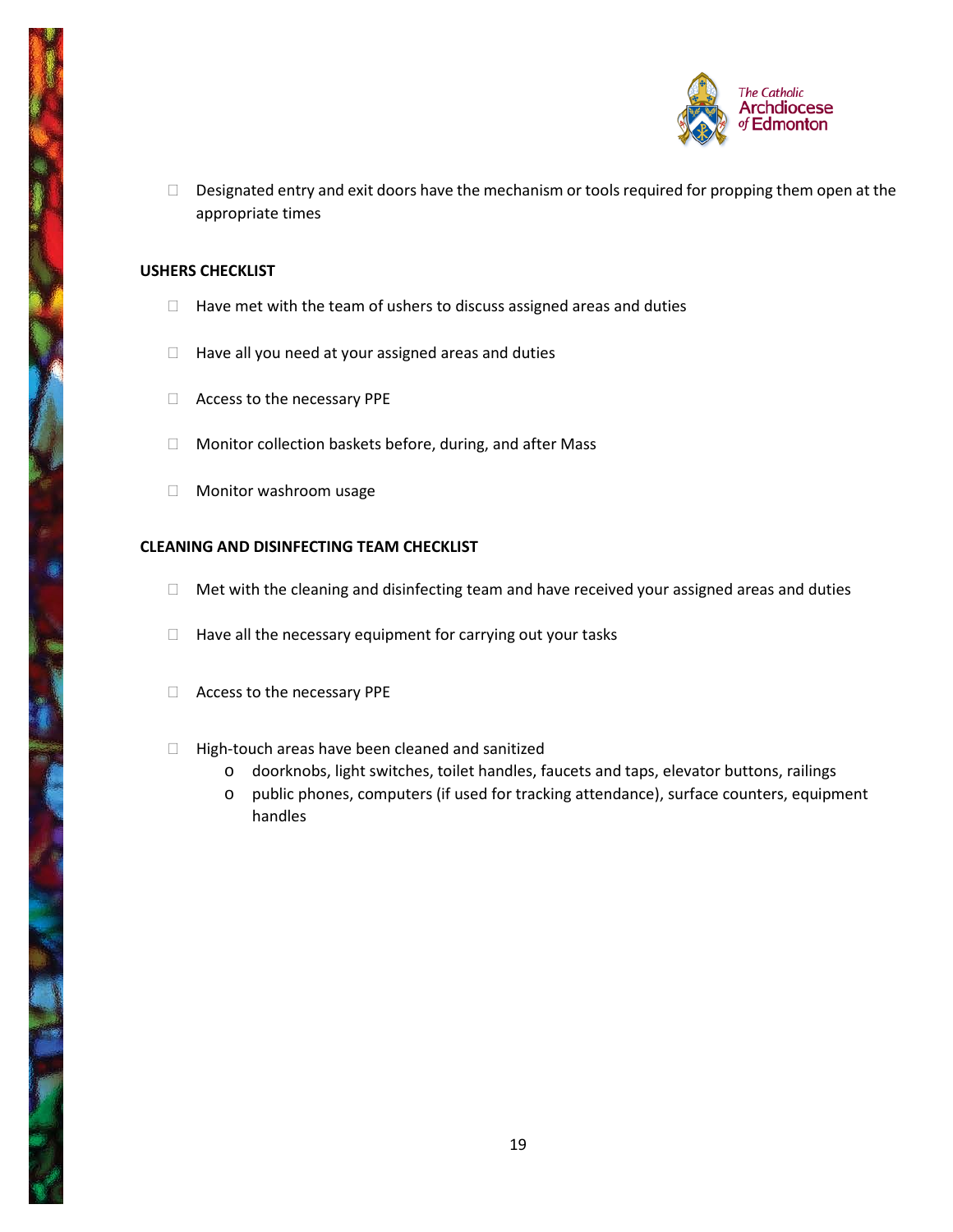- ☐ Designated entry and exit doors have the mechanism or tools required for propping them open at the appropriate times

**USHERS CHECKLIST**

- ☐ Have met with the team of ushers to discuss assigned areas and duties
- ☐ Have all you need at your assigned areas and duties
- ☐ Access to the necessary PPE
- ☐ Monitor collection baskets before, during, and after Mass
- ☐ Monitor washroom usage

**CLEANING AND DISINFECTING TEAM CHECKLIST**

- ☐ Met with the cleaning and disinfecting team and have received your assigned areas and duties
- ☐ Have all the necessary equipment for carrying out your tasks
- ☐ Access to the necessary PPE
- ☐ High-touch areas have been cleaned and sanitized
  - doorknobs, light switches, toilet handles, faucets and taps, elevator buttons, railings
  - public phones, computers (if used for tracking attendance), surface counters, equipment handles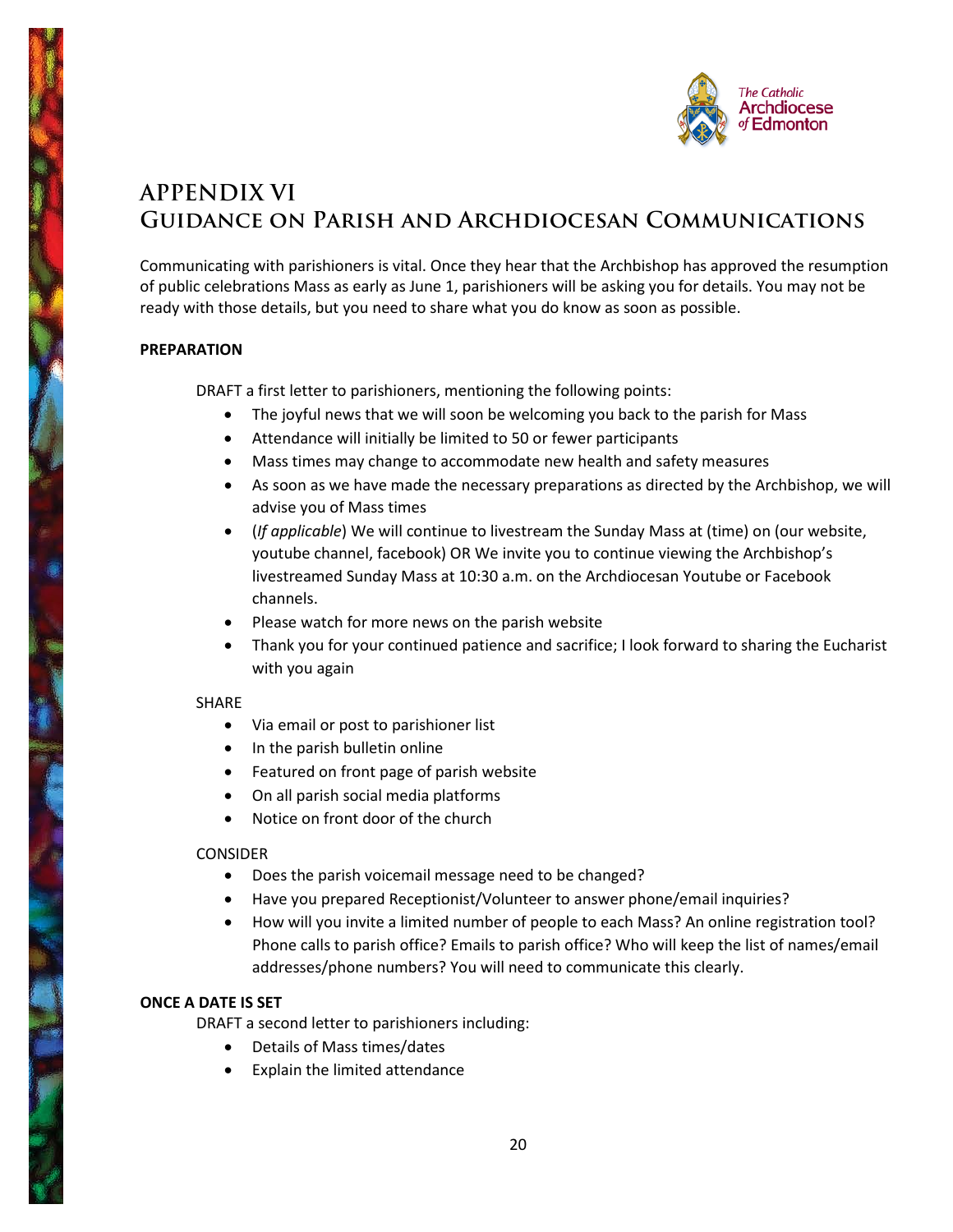The Catholic Archdiocese of Edmonton

# APPENDIX VI
# Guidance on Parish and Archdiocesan Communications

Communicating with parishioners is vital. Once they hear that the Archbishop has approved the resumption of public celebrations Mass as early as June 1, parishioners will be asking you for details. You may not be ready with those details, but you need to share what you do know as soon as possible.

**PREPARATION**

DRAFT a first letter to parishioners, mentioning the following points:

- The joyful news that we will soon be welcoming you back to the parish for Mass
- Attendance will initially be limited to 50 or fewer participants
- Mass times may change to accommodate new health and safety measures
- As soon as we have made the necessary preparations as directed by the Archbishop, we will advise you of Mass times
- (*If applicable*) We will continue to livestream the Sunday Mass at (time) on (our website, youtube channel, facebook) OR We invite you to continue viewing the Archbishop's livestreamed Sunday Mass at 10:30 a.m. on the Archdiocesan Youtube or Facebook channels.
- Please watch for more news on the parish website
- Thank you for your continued patience and sacrifice; I look forward to sharing the Eucharist with you again

SHARE

- Via email or post to parishioner list
- In the parish bulletin online
- Featured on front page of parish website
- On all parish social media platforms
- Notice on front door of the church

CONSIDER

- Does the parish voicemail message need to be changed?
- Have you prepared Receptionist/Volunteer to answer phone/email inquiries?
- How will you invite a limited number of people to each Mass? An online registration tool? Phone calls to parish office? Emails to parish office? Who will keep the list of names/email addresses/phone numbers? You will need to communicate this clearly.

**ONCE A DATE IS SET**

DRAFT a second letter to parishioners including:

- Details of Mass times/dates
- Explain the limited attendance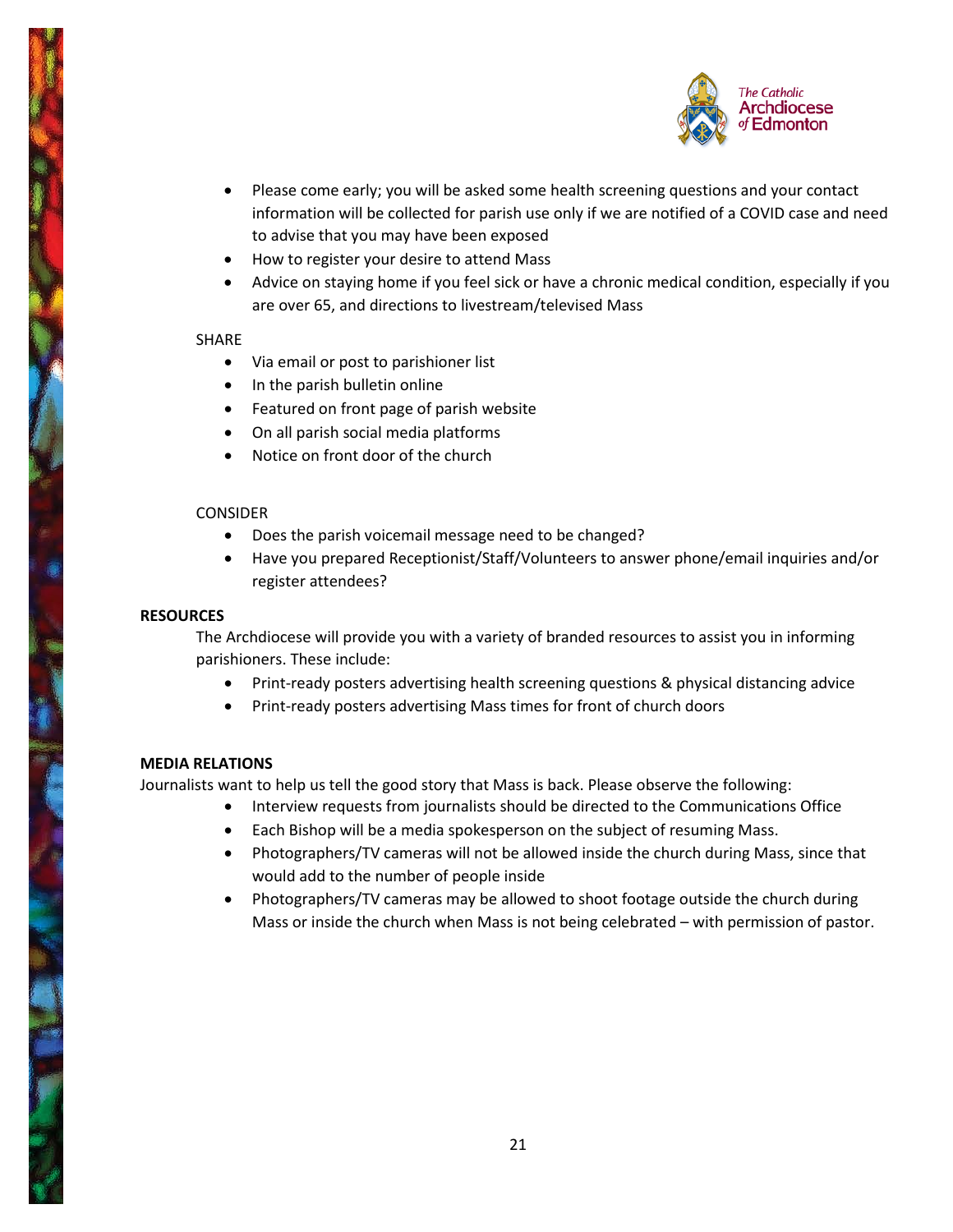- Please come early; you will be asked some health screening questions and your contact information will be collected for parish use only if we are notified of a COVID case and need to advise that you may have been exposed
- How to register your desire to attend Mass
- Advice on staying home if you feel sick or have a chronic medical condition, especially if you are over 65, and directions to livestream/televised Mass

SHARE

- Via email or post to parishioner list
- In the parish bulletin online
- Featured on front page of parish website
- On all parish social media platforms
- Notice on front door of the church

CONSIDER

- Does the parish voicemail message need to be changed?
- Have you prepared Receptionist/Staff/Volunteers to answer phone/email inquiries and/or register attendees?

**RESOURCES**

The Archdiocese will provide you with a variety of branded resources to assist you in informing parishioners. These include:

- Print-ready posters advertising health screening questions & physical distancing advice
- Print-ready posters advertising Mass times for front of church doors

**MEDIA RELATIONS**

Journalists want to help us tell the good story that Mass is back. Please observe the following:

- Interview requests from journalists should be directed to the Communications Office
- Each Bishop will be a media spokesperson on the subject of resuming Mass.
- Photographers/TV cameras will not be allowed inside the church during Mass, since that would add to the number of people inside
- Photographers/TV cameras may be allowed to shoot footage outside the church during Mass or inside the church when Mass is not being celebrated – with permission of pastor.